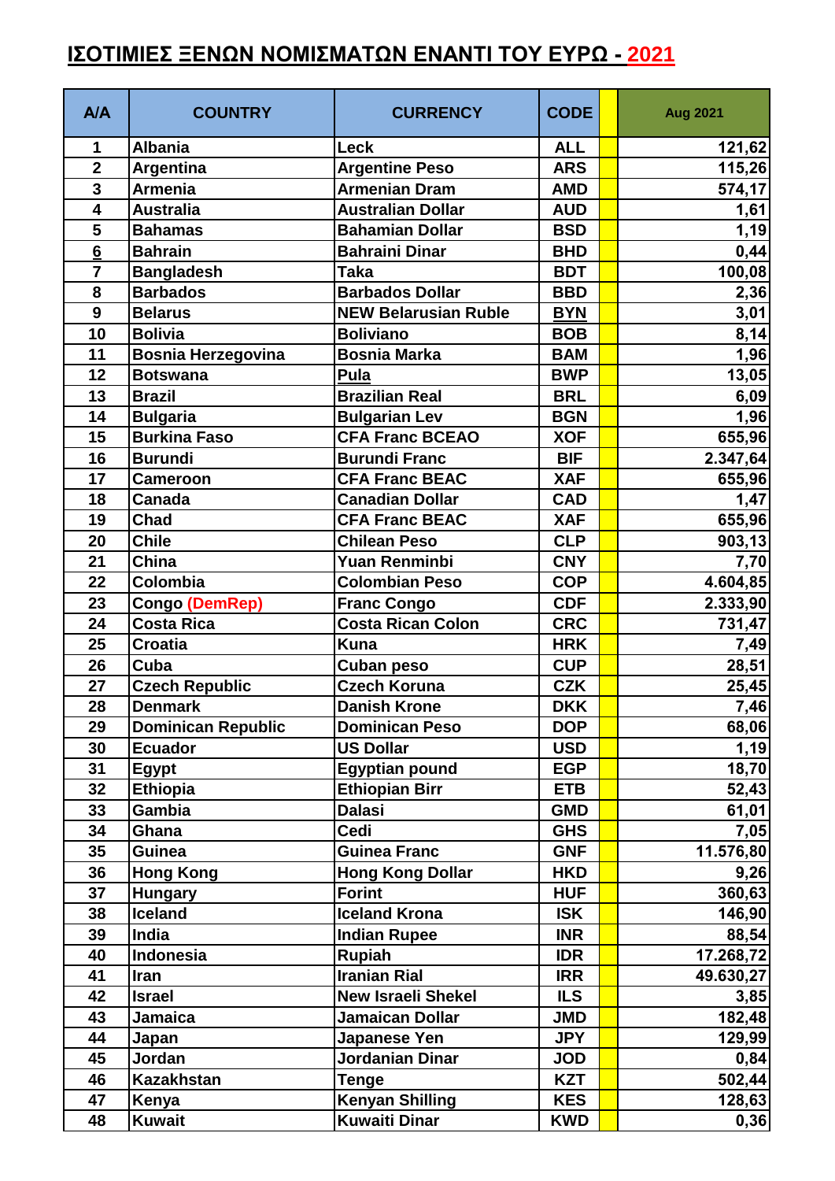# ΙΣΟΤΙΜΙΕΣ ΞΕΝΩΝ ΝΟΜΙΣΜΑΤΩΝ ΕΝΑΝΤΙ ΤΟΥ ΕΥΡΩ - 2021

| A/A | COUNTRY | CURRENCY | CODE | | Aug 2021 |
|---|---|---|---|---|---|
| 1 | Albania | Leck | ALL | | 121,62 |
| 2 | Argentina | Argentine Peso | ARS | | 115,26 |
| 3 | Armenia | Armenian Dram | AMD | | 574,17 |
| 4 | Australia | Australian Dollar | AUD | | 1,61 |
| 5 | Bahamas | Bahamian Dollar | BSD | | 1,19 |
| 6 | Bahrain | Bahraini Dinar | BHD | | 0,44 |
| 7 | Bangladesh | Taka | BDT | | 100,08 |
| 8 | Barbados | Barbados Dollar | BBD | | 2,36 |
| 9 | Belarus | NEW Belarusian Ruble | BYN | | 3,01 |
| 10 | Bolivia | Boliviano | BOB | | 8,14 |
| 11 | Bosnia Herzegovina | Bosnia Marka | BAM | | 1,96 |
| 12 | Botswana | Pula | BWP | | 13,05 |
| 13 | Brazil | Brazilian Real | BRL | | 6,09 |
| 14 | Bulgaria | Bulgarian Lev | BGN | | 1,96 |
| 15 | Burkina Faso | CFA Franc BCEAO | XOF | | 655,96 |
| 16 | Burundi | Burundi Franc | BIF | | 2.347,64 |
| 17 | Cameroon | CFA Franc BEAC | XAF | | 655,96 |
| 18 | Canada | Canadian Dollar | CAD | | 1,47 |
| 19 | Chad | CFA Franc BEAC | XAF | | 655,96 |
| 20 | Chile | Chilean Peso | CLP | | 903,13 |
| 21 | China | Yuan Renminbi | CNY | | 7,70 |
| 22 | Colombia | Colombian Peso | COP | | 4.604,85 |
| 23 | Congo (DemRep) | Franc Congo | CDF | | 2.333,90 |
| 24 | Costa Rica | Costa Rican Colon | CRC | | 731,47 |
| 25 | Croatia | Kuna | HRK | | 7,49 |
| 26 | Cuba | Cuban peso | CUP | | 28,51 |
| 27 | Czech Republic | Czech Koruna | CZK | | 25,45 |
| 28 | Denmark | Danish Krone | DKK | | 7,46 |
| 29 | Dominican Republic | Dominican Peso | DOP | | 68,06 |
| 30 | Ecuador | US Dollar | USD | | 1,19 |
| 31 | Egypt | Egyptian pound | EGP | | 18,70 |
| 32 | Ethiopia | Ethiopian Birr | ETB | | 52,43 |
| 33 | Gambia | Dalasi | GMD | | 61,01 |
| 34 | Ghana | Cedi | GHS | | 7,05 |
| 35 | Guinea | Guinea Franc | GNF | | 11.576,80 |
| 36 | Hong Kong | Hong Kong Dollar | HKD | | 9,26 |
| 37 | Hungary | Forint | HUF | | 360,63 |
| 38 | Iceland | Iceland Krona | ISK | | 146,90 |
| 39 | India | Indian Rupee | INR | | 88,54 |
| 40 | Indonesia | Rupiah | IDR | | 17.268,72 |
| 41 | Iran | Iranian Rial | IRR | | 49.630,27 |
| 42 | Israel | New Israeli Shekel | ILS | | 3,85 |
| 43 | Jamaica | Jamaican Dollar | JMD | | 182,48 |
| 44 | Japan | Japanese Yen | JPY | | 129,99 |
| 45 | Jordan | Jordanian Dinar | JOD | | 0,84 |
| 46 | Kazakhstan | Tenge | KZT | | 502,44 |
| 47 | Kenya | Kenyan Shilling | KES | | 128,63 |
| 48 | Kuwait | Kuwaiti Dinar | KWD | | 0,36 |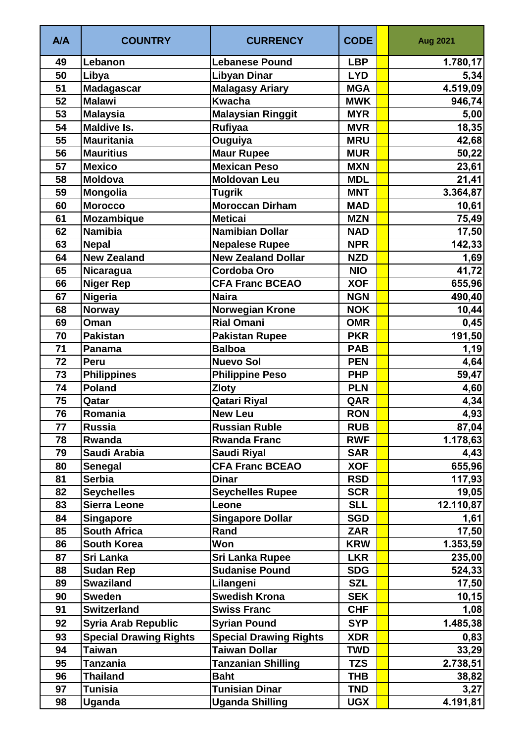| A/A | COUNTRY | CURRENCY | CODE | | Aug 2021 |
|---|---|---|---|---|---|
| 49 | Lebanon | Lebanese Pound | LBP | | 1.780,17 |
| 50 | Libya | Libyan Dinar | LYD | | 5,34 |
| 51 | Madagascar | Malagasy Ariary | MGA | | 4.519,09 |
| 52 | Malawi | Kwacha | MWK | | 946,74 |
| 53 | Malaysia | Malaysian Ringgit | MYR | | 5,00 |
| 54 | Maldive Is. | Rufiyaa | MVR | | 18,35 |
| 55 | Mauritania | Ouguiya | MRU | | 42,68 |
| 56 | Mauritius | Maur Rupee | MUR | | 50,22 |
| 57 | Mexico | Mexican Peso | MXN | | 23,61 |
| 58 | Moldova | Moldovan Leu | MDL | | 21,41 |
| 59 | Mongolia | Tugrik | MNT | | 3.364,87 |
| 60 | Morocco | Moroccan Dirham | MAD | | 10,61 |
| 61 | Mozambique | Meticai | MZN | | 75,49 |
| 62 | Namibia | Namibian Dollar | NAD | | 17,50 |
| 63 | Nepal | Nepalese Rupee | NPR | | 142,33 |
| 64 | New Zealand | New Zealand Dollar | NZD | | 1,69 |
| 65 | Nicaragua | Cordoba Oro | NIO | | 41,72 |
| 66 | Niger Rep | CFA Franc BCEAO | XOF | | 655,96 |
| 67 | Nigeria | Naira | NGN | | 490,40 |
| 68 | Norway | Norwegian Krone | NOK | | 10,44 |
| 69 | Oman | Rial Omani | OMR | | 0,45 |
| 70 | Pakistan | Pakistan Rupee | PKR | | 191,50 |
| 71 | Panama | Balboa | PAB | | 1,19 |
| 72 | Peru | Nuevo Sol | PEN | | 4,64 |
| 73 | Philippines | Philippine Peso | PHP | | 59,47 |
| 74 | Poland | Zloty | PLN | | 4,60 |
| 75 | Qatar | Qatari Riyal | QAR | | 4,34 |
| 76 | Romania | New Leu | RON | | 4,93 |
| 77 | Russia | Russian Ruble | RUB | | 87,04 |
| 78 | Rwanda | Rwanda Franc | RWF | | 1.178,63 |
| 79 | Saudi Arabia | Saudi Riyal | SAR | | 4,43 |
| 80 | Senegal | CFA Franc BCEAO | XOF | | 655,96 |
| 81 | Serbia | Dinar | RSD | | 117,93 |
| 82 | Seychelles | Seychelles Rupee | SCR | | 19,05 |
| 83 | Sierra Leone | Leone | SLL | | 12.110,87 |
| 84 | Singapore | Singapore Dollar | SGD | | 1,61 |
| 85 | South Africa | Rand | ZAR | | 17,50 |
| 86 | South Korea | Won | KRW | | 1.353,59 |
| 87 | Sri Lanka | Sri Lanka Rupee | LKR | | 235,00 |
| 88 | Sudan Rep | Sudanise Pound | SDG | | 524,33 |
| 89 | Swaziland | Lilangeni | SZL | | 17,50 |
| 90 | Sweden | Swedish Krona | SEK | | 10,15 |
| 91 | Switzerland | Swiss Franc | CHF | | 1,08 |
| 92 | Syria Arab Republic | Syrian Pound | SYP | | 1.485,38 |
| 93 | Special Drawing Rights | Special Drawing Rights | XDR | | 0,83 |
| 94 | Taiwan | Taiwan Dollar | TWD | | 33,29 |
| 95 | Tanzania | Tanzanian Shilling | TZS | | 2.738,51 |
| 96 | Thailand | Baht | THB | | 38,82 |
| 97 | Tunisia | Tunisian Dinar | TND | | 3,27 |
| 98 | Uganda | Uganda Shilling | UGX | | 4.191,81 |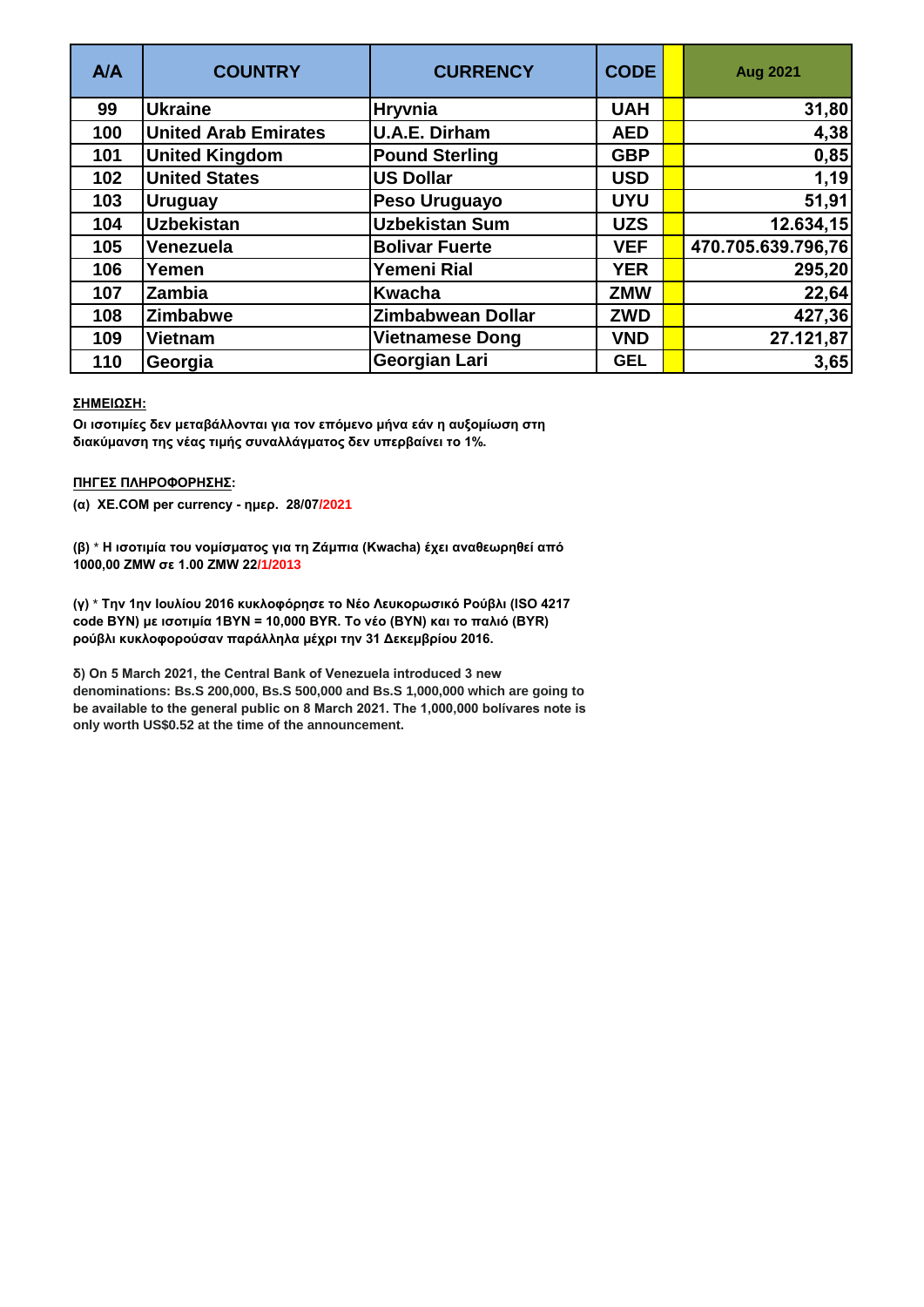| A/A | COUNTRY | CURRENCY | CODE | | Aug 2021 |
|---|---|---|---|---|---|
| 99 | Ukraine | Hryvnia | UAH | | 31,80 |
| 100 | United Arab Emirates | U.A.E. Dirham | AED | | 4,38 |
| 101 | United Kingdom | Pound Sterling | GBP | | 0,85 |
| 102 | United States | US Dollar | USD | | 1,19 |
| 103 | Uruguay | Peso Uruguayo | UYU | | 51,91 |
| 104 | Uzbekistan | Uzbekistan Sum | UZS | | 12.634,15 |
| 105 | Venezuela | Bolivar Fuerte | VEF | | 470.705.639.796,76 |
| 106 | Yemen | Yemeni Rial | YER | | 295,20 |
| 107 | Zambia | Kwacha | ZMW | | 22,64 |
| 108 | Zimbabwe | Zimbabwean Dollar | ZWD | | 427,36 |
| 109 | Vietnam | Vietnamese Dong | VND | | 27.121,87 |
| 110 | Georgia | Georgian Lari | GEL | | 3,65 |

**ΣΗΜΕΙΩΣΗ:**

**Οι ισοτιμίες δεν μεταβάλλονται για τον επόμενο μήνα εάν η αυξομίωση στη διακύμανση της νέας τιμής συναλλάγματος δεν υπερβαίνει το 1%.**

**ΠΗΓΕΣ ΠΛΗΡΟΦΟΡΗΣΗΣ:**

**(α) XE.COM per currency - ημερ. 28/07/2021**

**(β) * Η ισοτιμία του νομίσματος για τη Ζάμπια (Kwacha) έχει αναθεωρηθεί από 1000,00 ZMW σε 1.00 ZMW 22/1/2013**

**(γ) * Την 1ην Ιουλίου 2016 κυκλοφόρησε το Νέο Λευκορωσικό Ρούβλι (ISO 4217 code BYN) με ισοτιμία 1BYN = 10,000 BYR. Το νέο (BYN) και το παλιό (BYR) ρούβλι κυκλοφορούσαν παράλληλα μέχρι την 31 Δεκεμβρίου 2016.**

**δ) On 5 March 2021, the Central Bank of Venezuela introduced 3 new denominations: Bs.S 200,000, Bs.S 500,000 and Bs.S 1,000,000 which are going to be available to the general public on 8 March 2021. The 1,000,000 bolívares note is only worth US$0.52 at the time of the announcement.**